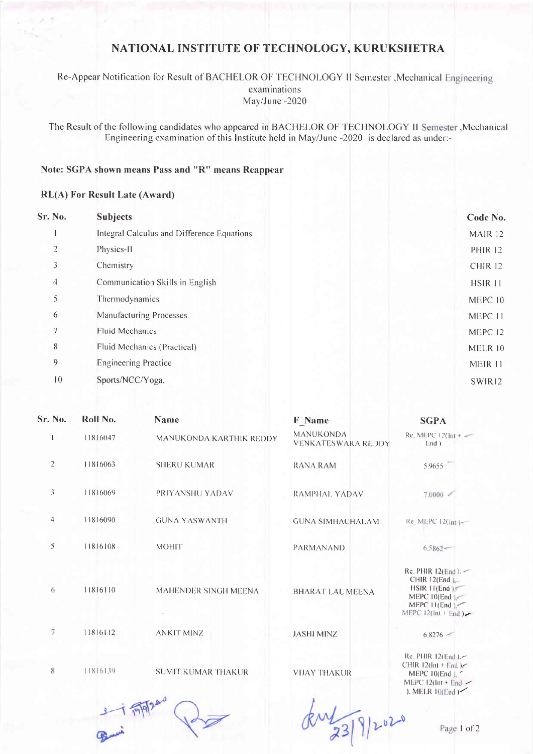# NATIONAL INSTITUTE OF TECHNOLOGY, KURUKSHETRA

Re-Appear Notification for Result of BACHELOR OF TECHNOLOGY II Semester ,Mechanical Engineering examinations
May/June -2020

The Result of the following candidates who appeared in BACHELOR OF TECHNOLOGY II Semester ,Mechanical Engineering examination of this Institute held in May/June -2020 is declared as under:-

**Note: SGPA shown means Pass and "R" means Reappear**

**RL(A) For Result Late (Award)**

| Sr. No. | Subjects | Code No. |
|---|---|---|
| 1 | Integral Calculus and Difference Equations | MAIR 12 |
| 2 | Physics-II | PHIR 12 |
| 3 | Chemistry | CHIR 12 |
| 4 | Communication Skills in English | HSIR 11 |
| 5 | Thermodynamics | MEPC 10 |
| 6 | Manufacturing Processes | MEPC 11 |
| 7 | Fluid Mechanics | MEPC 12 |
| 8 | Fluid Mechanics (Practical) | MELR 10 |
| 9 | Engineering Practice | MEIR 11 |
| 10 | Sports/NCC/Yoga. | SWIR12 |

| Sr. No. | Roll No. | Name | F_Name | SGPA |
|---|---|---|---|---|
| 1 | 11816047 | MANUKONDA KARTHIK REDDY | MANUKONDA VENKATESWARA REDDY | Re. MEPC 12(Int + End ) |
| 2 | 11816063 | SHERU KUMAR | RANA RAM | 5.9655 |
| 3 | 11816069 | PRIYANSHU YADAV | RAMPHAL YADAV | 7.0000 |
| 4 | 11816090 | GUNA YASWANTH | GUNA SIMHACHALAM | Re. MEPC 12(Int ) |
| 5 | 11816108 | MOHIT | PARMANAND | 6.5862 |
| 6 | 11816110 | MAHENDER SINGH MEENA | BHARAT LAL MEENA | Re. PHIR 12(End ), CHIR 12(End ), HSIR 11(End ), MEPC 10(End ), MEPC 11(End ), MEPC 12(Int + End ) |
| 7 | 11816112 | ANKIT MINZ | JASHI MINZ | 6.8276 |
| 8 | 11816139 | SUMIT KUMAR THAKUR | VIJAY THAKUR | Re. PHIR 12(End ), CHIR 12(Int + End ), MEPC 10(End ), MEPC 12(Int + End ), MELR 10(End ) |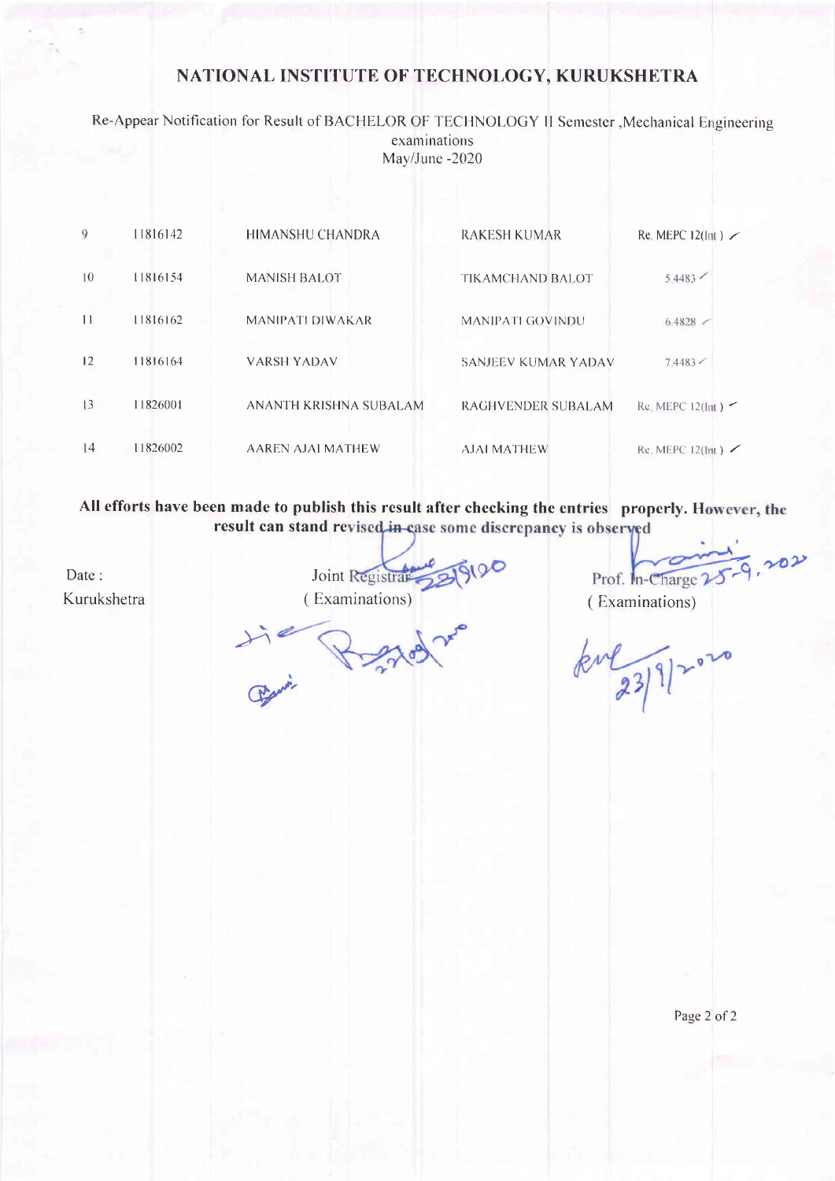# NATIONAL INSTITUTE OF TECHNOLOGY, KURUKSHETRA

Re-Appear Notification for Result of BACHELOR OF TECHNOLOGY II Semester ,Mechanical Engineering examinations
May/June -2020

| | | | | |
|---|---|---|---|---|
| 9 | 11816142 | HIMANSHU CHANDRA | RAKESH KUMAR | Re. MEPC 12(Int ) |
| 10 | 11816154 | MANISH BALOT | TIKAMCHAND BALOT | 5.4483 |
| 11 | 11816162 | MANIPATI DIWAKAR | MANIPATI GOVINDU | 6.4828 |
| 12 | 11816164 | VARSH YADAV | SANJEEV KUMAR YADAV | 7.4483 |
| 13 | 11826001 | ANANTH KRISHNA SUBALAM | RAGHVENDER SUBALAM | Re. MEPC 12(Int ) |
| 14 | 11826002 | AAREN AJAI MATHEW | AJAI MATHEW | Re. MEPC 12(Int ) |

**All efforts have been made to publish this result after checking the entries properly. However, the result can stand revised in case some discrepancy is observed**

Date :
Kurukshetra

Joint Registrar 22/9/20
( Examinations)

Prof. In-Charge 25-9-2020
( Examinations)

23/9/2020